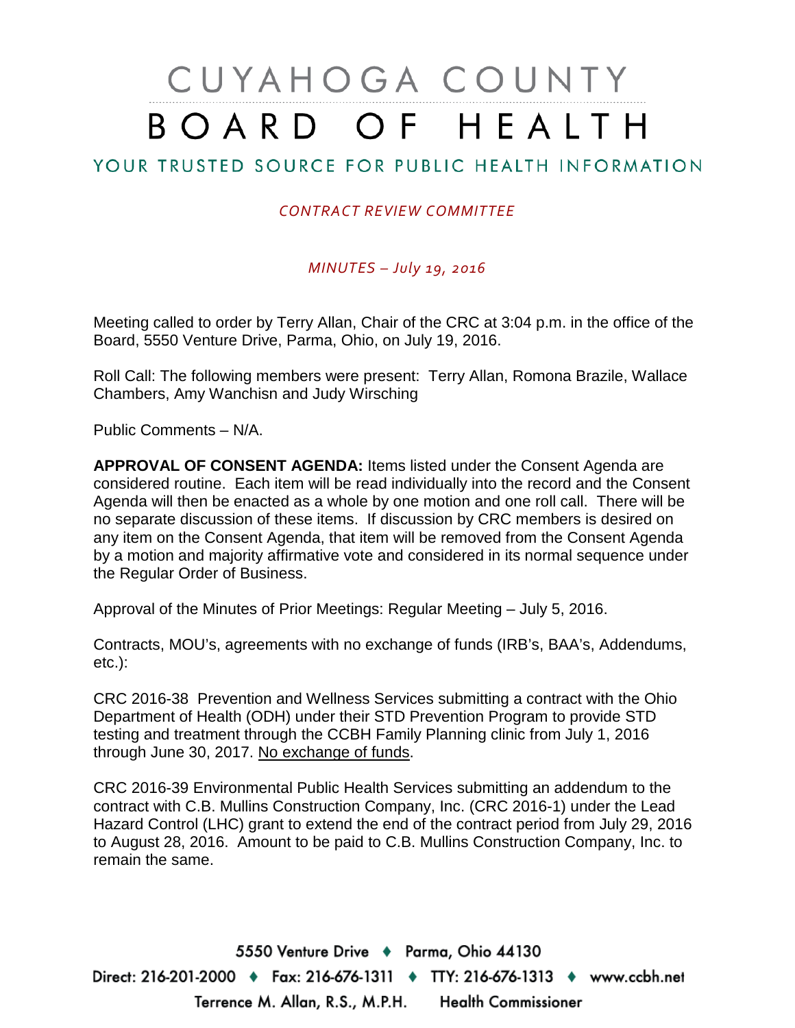# CUYAHOGA COUNTY BOARD OF HEALTH

YOUR TRUSTED SOURCE FOR PUBLIC HEALTH INFORMATION

*CONTRACT REVIEW COMMITTEE*

*MINUTES – July 19, 2016*

Meeting called to order by Terry Allan, Chair of the CRC at 3:04 p.m. in the office of the Board, 5550 Venture Drive, Parma, Ohio, on July 19, 2016.

Roll Call: The following members were present: Terry Allan, Romona Brazile, Wallace Chambers, Amy Wanchisn and Judy Wirsching

Public Comments – N/A.

**APPROVAL OF CONSENT AGENDA:** Items listed under the Consent Agenda are considered routine. Each item will be read individually into the record and the Consent Agenda will then be enacted as a whole by one motion and one roll call. There will be no separate discussion of these items. If discussion by CRC members is desired on any item on the Consent Agenda, that item will be removed from the Consent Agenda by a motion and majority affirmative vote and considered in its normal sequence under the Regular Order of Business.

Approval of the Minutes of Prior Meetings: Regular Meeting – July 5, 2016.

Contracts, MOU's, agreements with no exchange of funds (IRB's, BAA's, Addendums, etc.):

CRC 2016-38 Prevention and Wellness Services submitting a contract with the Ohio Department of Health (ODH) under their STD Prevention Program to provide STD testing and treatment through the CCBH Family Planning clinic from July 1, 2016 through June 30, 2017. No exchange of funds.

CRC 2016-39 Environmental Public Health Services submitting an addendum to the contract with C.B. Mullins Construction Company, Inc. (CRC 2016-1) under the Lead Hazard Control (LHC) grant to extend the end of the contract period from July 29, 2016 to August 28, 2016. Amount to be paid to C.B. Mullins Construction Company, Inc. to remain the same.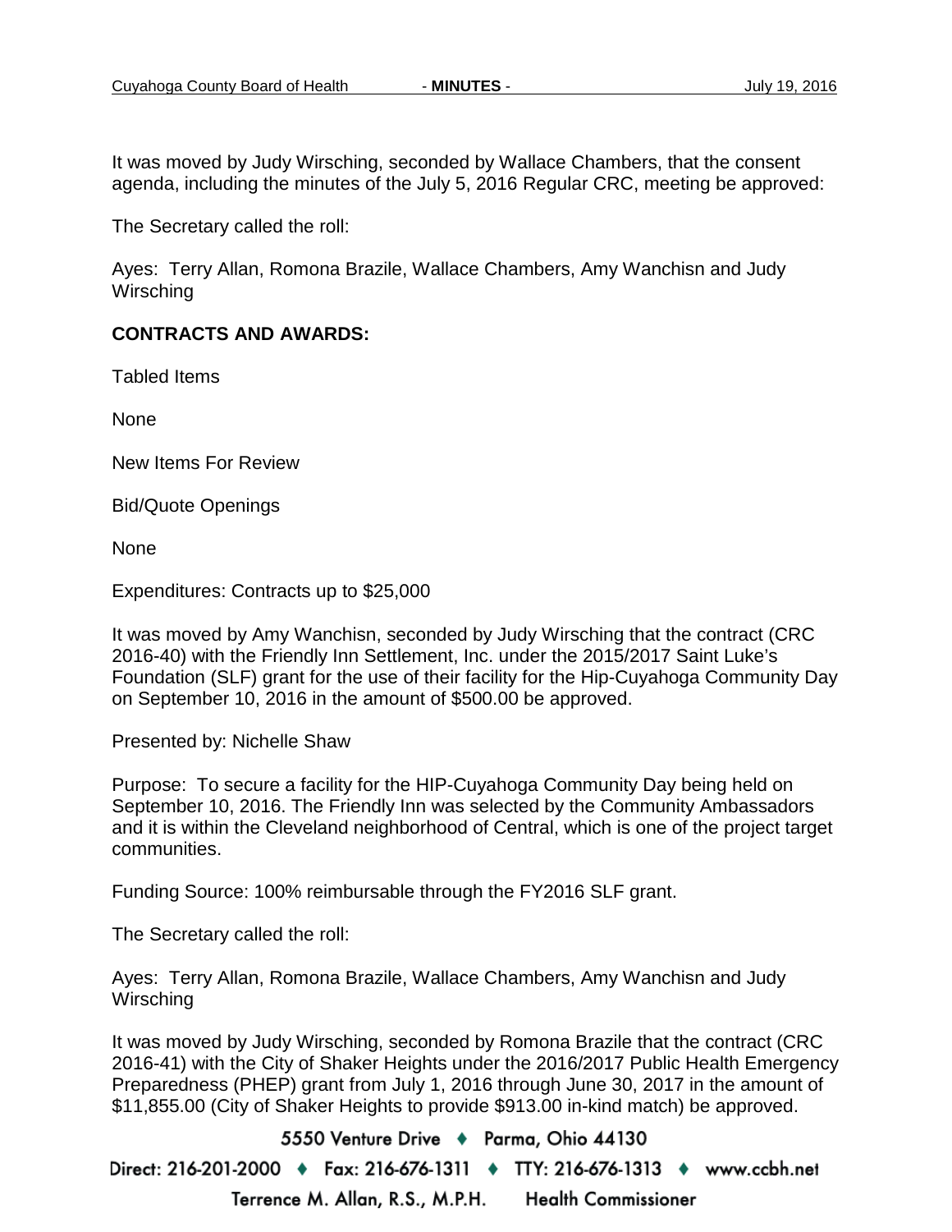It was moved by Judy Wirsching, seconded by Wallace Chambers, that the consent agenda, including the minutes of the July 5, 2016 Regular CRC, meeting be approved:

The Secretary called the roll:

Ayes: Terry Allan, Romona Brazile, Wallace Chambers, Amy Wanchisn and Judy Wirsching

**CONTRACTS AND AWARDS:**

Tabled Items

None

New Items For Review

Bid/Quote Openings

None

Expenditures: Contracts up to $25,000

It was moved by Amy Wanchisn, seconded by Judy Wirsching that the contract (CRC 2016-40) with the Friendly Inn Settlement, Inc. under the 2015/2017 Saint Luke's Foundation (SLF) grant for the use of their facility for the Hip-Cuyahoga Community Day on September 10, 2016 in the amount of $500.00 be approved.

Presented by: Nichelle Shaw

Purpose: To secure a facility for the HIP-Cuyahoga Community Day being held on September 10, 2016. The Friendly Inn was selected by the Community Ambassadors and it is within the Cleveland neighborhood of Central, which is one of the project target communities.

Funding Source: 100% reimbursable through the FY2016 SLF grant.

The Secretary called the roll:

Ayes: Terry Allan, Romona Brazile, Wallace Chambers, Amy Wanchisn and Judy Wirsching

It was moved by Judy Wirsching, seconded by Romona Brazile that the contract (CRC 2016-41) with the City of Shaker Heights under the 2016/2017 Public Health Emergency Preparedness (PHEP) grant from July 1, 2016 through June 30, 2017 in the amount of $11,855.00 (City of Shaker Heights to provide $913.00 in-kind match) be approved.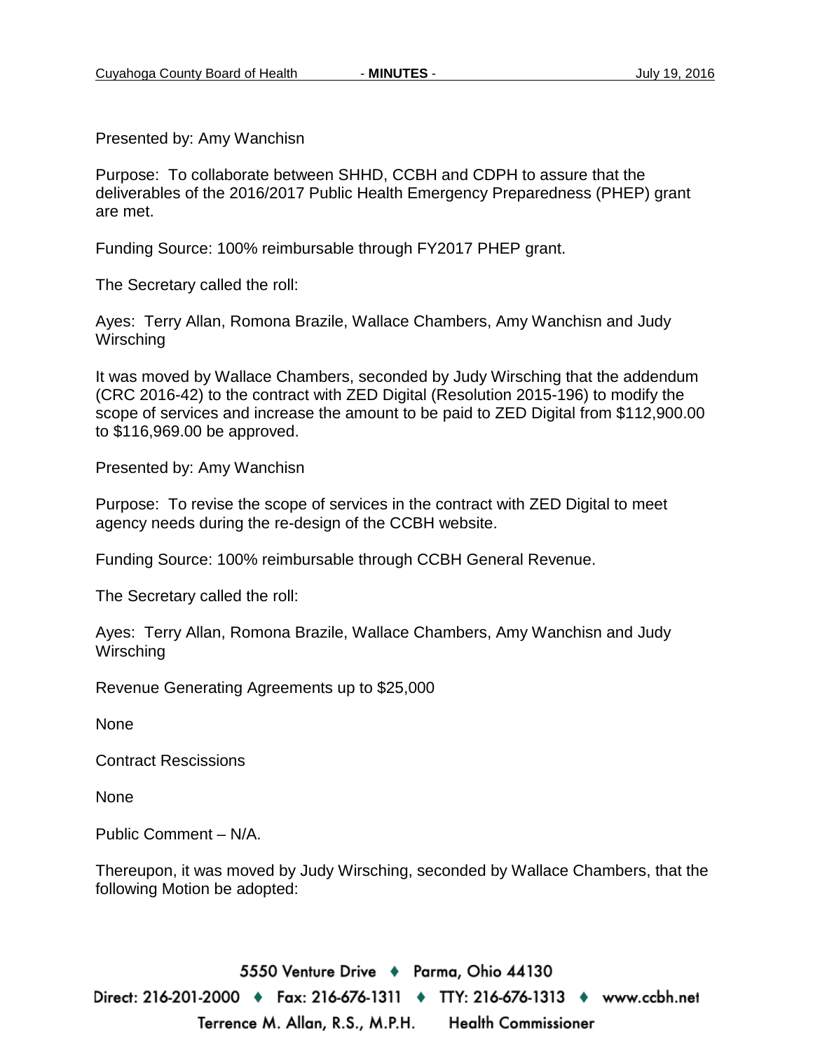Presented by: Amy Wanchisn

Purpose: To collaborate between SHHD, CCBH and CDPH to assure that the deliverables of the 2016/2017 Public Health Emergency Preparedness (PHEP) grant are met.

Funding Source: 100% reimbursable through FY2017 PHEP grant.

The Secretary called the roll:

Ayes: Terry Allan, Romona Brazile, Wallace Chambers, Amy Wanchisn and Judy Wirsching

It was moved by Wallace Chambers, seconded by Judy Wirsching that the addendum (CRC 2016-42) to the contract with ZED Digital (Resolution 2015-196) to modify the scope of services and increase the amount to be paid to ZED Digital from $112,900.00 to $116,969.00 be approved.

Presented by: Amy Wanchisn

Purpose: To revise the scope of services in the contract with ZED Digital to meet agency needs during the re-design of the CCBH website.

Funding Source: 100% reimbursable through CCBH General Revenue.

The Secretary called the roll:

Ayes: Terry Allan, Romona Brazile, Wallace Chambers, Amy Wanchisn and Judy Wirsching

Revenue Generating Agreements up to $25,000

None

Contract Rescissions

None

Public Comment – N/A.

Thereupon, it was moved by Judy Wirsching, seconded by Wallace Chambers, that the following Motion be adopted: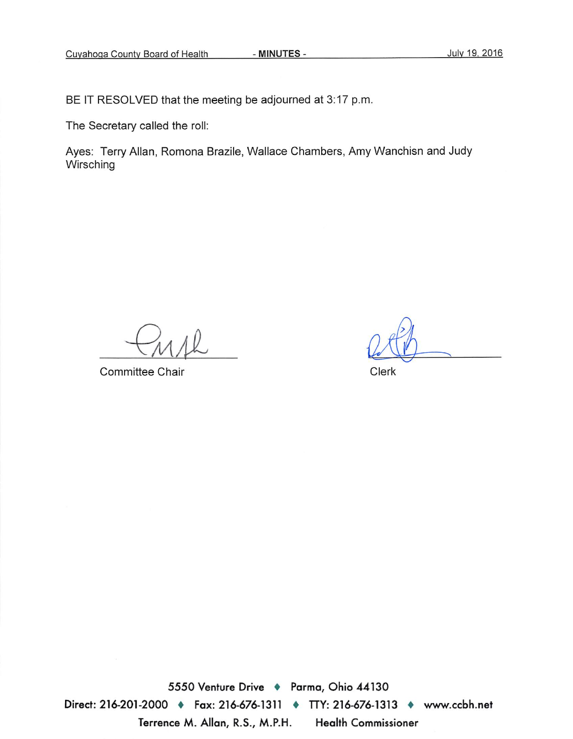BE IT RESOLVED that the meeting be adjourned at 3:17 p.m.

The Secretary called the roll:

Ayes: Terry Allan, Romona Brazile, Wallace Chambers, Amy Wanchisn and Judy Wirsching

Committee Chair

Clerk

5550 Venture Drive ♦ Parma, Ohio 44130

Direct: 216-201-2000 ♦ Fax: 216-676-1311 ♦ TTY: 216-676-1313 ♦ www.ccbh.net

Terrence M. Allan, R.S., M.P.H. Health Commissioner